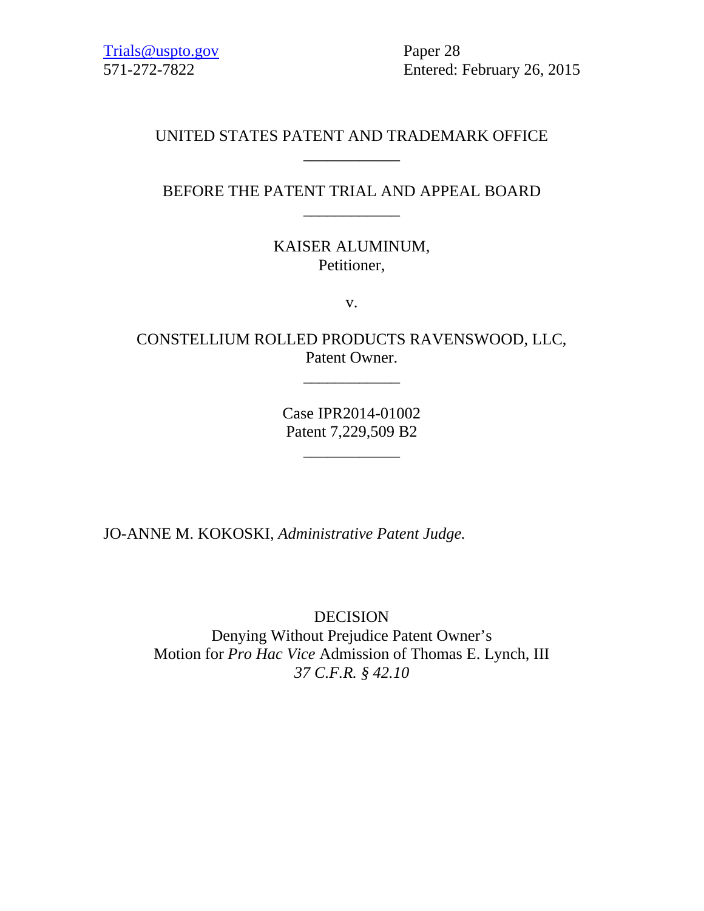Trials@uspto.gov
571-272-7822

Paper 28
Entered: February 26, 2015

UNITED STATES PATENT AND TRADEMARK OFFICE

____________

BEFORE THE PATENT TRIAL AND APPEAL BOARD

____________

KAISER ALUMINUM,
Petitioner,

v.

CONSTELLIUM ROLLED PRODUCTS RAVENSWOOD, LLC,
Patent Owner.

____________

Case IPR2014-01002
Patent 7,229,509 B2

____________

JO-ANNE M. KOKOSKI, *Administrative Patent Judge.*

DECISION
Denying Without Prejudice Patent Owner's
Motion for *Pro Hac Vice* Admission of Thomas E. Lynch, III
*37 C.F.R. § 42.10*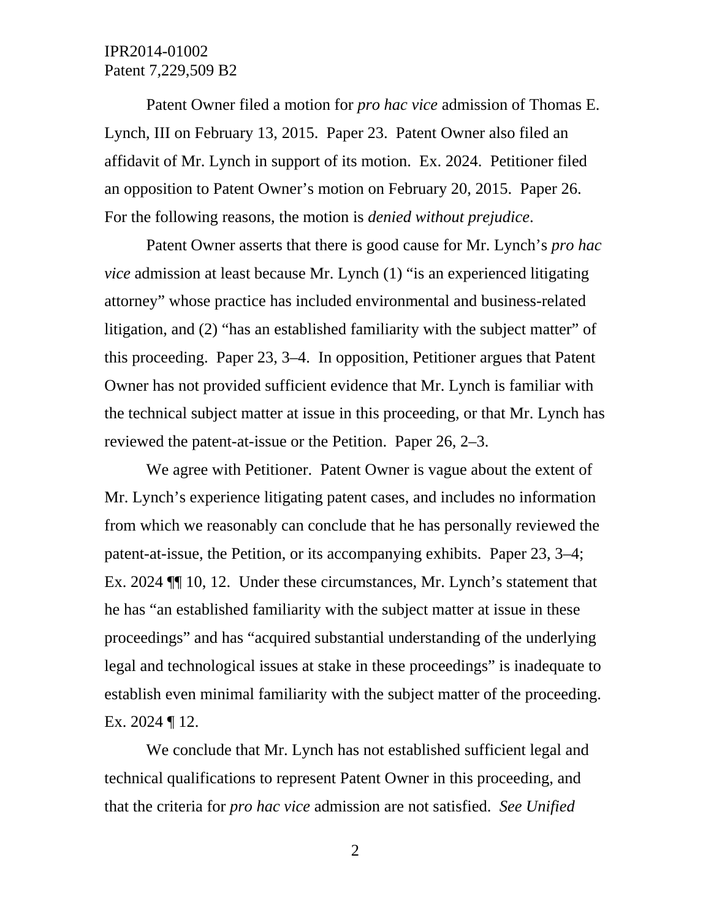Patent Owner filed a motion for *pro hac vice* admission of Thomas E. Lynch, III on February 13, 2015. Paper 23. Patent Owner also filed an affidavit of Mr. Lynch in support of its motion. Ex. 2024. Petitioner filed an opposition to Patent Owner's motion on February 20, 2015. Paper 26. For the following reasons, the motion is *denied without prejudice*.

Patent Owner asserts that there is good cause for Mr. Lynch's *pro hac vice* admission at least because Mr. Lynch (1) "is an experienced litigating attorney" whose practice has included environmental and business-related litigation, and (2) "has an established familiarity with the subject matter" of this proceeding. Paper 23, 3–4. In opposition, Petitioner argues that Patent Owner has not provided sufficient evidence that Mr. Lynch is familiar with the technical subject matter at issue in this proceeding, or that Mr. Lynch has reviewed the patent-at-issue or the Petition. Paper 26, 2–3.

We agree with Petitioner. Patent Owner is vague about the extent of Mr. Lynch's experience litigating patent cases, and includes no information from which we reasonably can conclude that he has personally reviewed the patent-at-issue, the Petition, or its accompanying exhibits. Paper 23, 3–4; Ex. 2024 ¶¶ 10, 12. Under these circumstances, Mr. Lynch's statement that he has "an established familiarity with the subject matter at issue in these proceedings" and has "acquired substantial understanding of the underlying legal and technological issues at stake in these proceedings" is inadequate to establish even minimal familiarity with the subject matter of the proceeding. Ex. 2024 ¶ 12.

We conclude that Mr. Lynch has not established sufficient legal and technical qualifications to represent Patent Owner in this proceeding, and that the criteria for *pro hac vice* admission are not satisfied. *See Unified*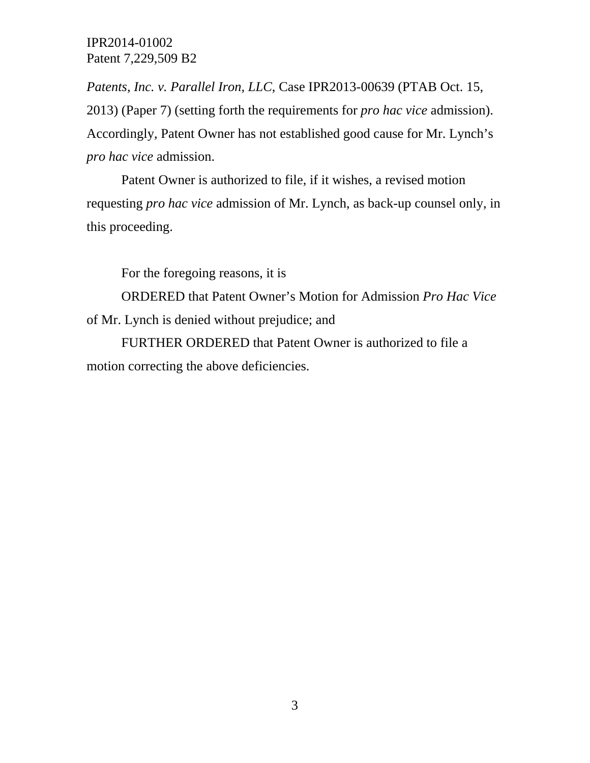*Patents, Inc. v. Parallel Iron, LLC*, Case IPR2013-00639 (PTAB Oct. 15, 2013) (Paper 7) (setting forth the requirements for *pro hac vice* admission). Accordingly, Patent Owner has not established good cause for Mr. Lynch's *pro hac vice* admission.

Patent Owner is authorized to file, if it wishes, a revised motion requesting *pro hac vice* admission of Mr. Lynch, as back-up counsel only, in this proceeding.

For the foregoing reasons, it is

ORDERED that Patent Owner's Motion for Admission *Pro Hac Vice* of Mr. Lynch is denied without prejudice; and

FURTHER ORDERED that Patent Owner is authorized to file a motion correcting the above deficiencies.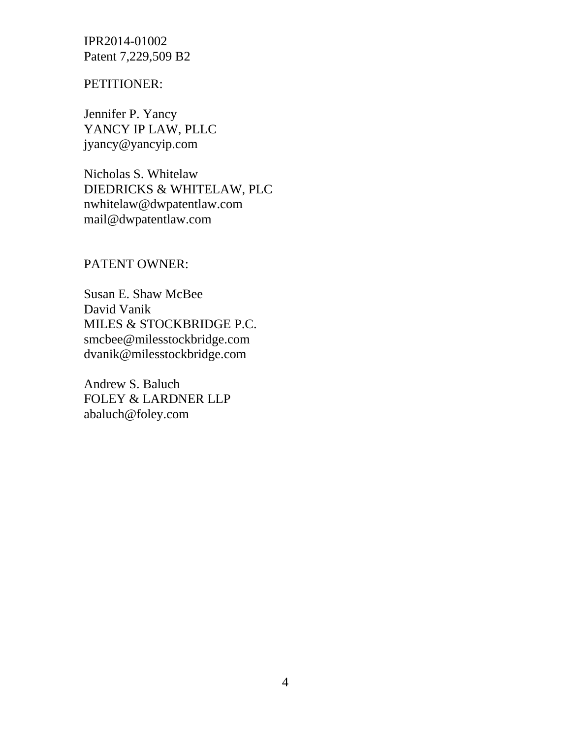IPR2014-01002
Patent 7,229,509 B2

PETITIONER:

Jennifer P. Yancy
YANCY IP LAW, PLLC
jyancy@yancyip.com

Nicholas S. Whitelaw
DIEDRICKS & WHITELAW, PLC
nwhitelaw@dwpatentlaw.com
mail@dwpatentlaw.com

PATENT OWNER:

Susan E. Shaw McBee
David Vanik
MILES & STOCKBRIDGE P.C.
smcbee@milesstockbridge.com
dvanik@milesstockbridge.com

Andrew S. Baluch
FOLEY & LARDNER LLP
abaluch@foley.com